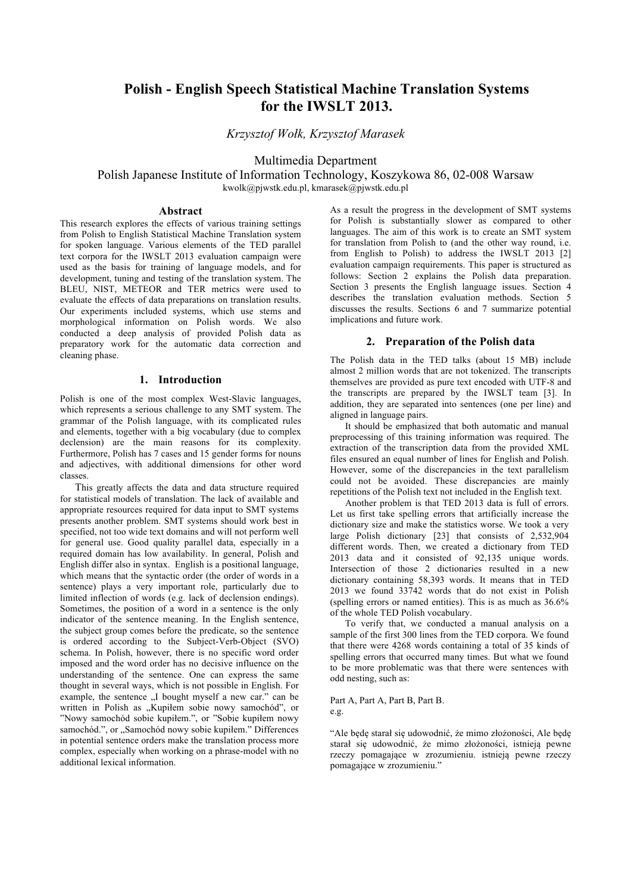# Polish - English Speech Statistical Machine Translation Systems for the IWSLT 2013.

*Krzysztof Wołk, Krzysztof Marasek*

Multimedia Department
Polish Japanese Institute of Information Technology, Koszykowa 86, 02-008 Warsaw
kwolk@pjwstk.edu.pl, kmarasek@pjwstk.edu.pl

## Abstract

This research explores the effects of various training settings from Polish to English Statistical Machine Translation system for spoken language. Various elements of the TED parallel text corpora for the IWSLT 2013 evaluation campaign were used as the basis for training of language models, and for development, tuning and testing of the translation system. The BLEU, NIST, METEOR and TER metrics were used to evaluate the effects of data preparations on translation results. Our experiments included systems, which use stems and morphological information on Polish words. We also conducted a deep analysis of provided Polish data as preparatory work for the automatic data correction and cleaning phase.

## 1. Introduction

Polish is one of the most complex West-Slavic languages, which represents a serious challenge to any SMT system. The grammar of the Polish language, with its complicated rules and elements, together with a big vocabulary (due to complex declension) are the main reasons for its complexity. Furthermore, Polish has 7 cases and 15 gender forms for nouns and adjectives, with additional dimensions for other word classes.

This greatly affects the data and data structure required for statistical models of translation. The lack of available and appropriate resources required for data input to SMT systems presents another problem. SMT systems should work best in specified, not too wide text domains and will not perform well for general use. Good quality parallel data, especially in a required domain has low availability. In general, Polish and English differ also in syntax. English is a positional language, which means that the syntactic order (the order of words in a sentence) plays a very important role, particularly due to limited inflection of words (e.g. lack of declension endings). Sometimes, the position of a word in a sentence is the only indicator of the sentence meaning. In the English sentence, the subject group comes before the predicate, so the sentence is ordered according to the Subject-Verb-Object (SVO) schema. In Polish, however, there is no specific word order imposed and the word order has no decisive influence on the understanding of the sentence. One can express the same thought in several ways, which is not possible in English. For example, the sentence „I bought myself a new car." can be written in Polish as „Kupiłem sobie nowy samochód", or "Nowy samochód sobie kupiłem.", or "Sobie kupiłem nowy samochód.", or „Samochód nowy sobie kupiłem." Differences in potential sentence orders make the translation process more complex, especially when working on a phrase-model with no additional lexical information.

As a result the progress in the development of SMT systems for Polish is substantially slower as compared to other languages. The aim of this work is to create an SMT system for translation from Polish to (and the other way round, i.e. from English to Polish) to address the IWSLT 2013 [2] evaluation campaign requirements. This paper is structured as follows: Section 2 explains the Polish data preparation. Section 3 presents the English language issues. Section 4 describes the translation evaluation methods. Section 5 discusses the results. Sections 6 and 7 summarize potential implications and future work.

## 2. Preparation of the Polish data

The Polish data in the TED talks (about 15 MB) include almost 2 million words that are not tokenized. The transcripts themselves are provided as pure text encoded with UTF-8 and the transcripts are prepared by the IWSLT team [3]. In addition, they are separated into sentences (one per line) and aligned in language pairs.

It should be emphasized that both automatic and manual preprocessing of this training information was required. The extraction of the transcription data from the provided XML files ensured an equal number of lines for English and Polish. However, some of the discrepancies in the text parallelism could not be avoided. These discrepancies are mainly repetitions of the Polish text not included in the English text.

Another problem is that TED 2013 data is full of errors. Let us first take spelling errors that artificially increase the dictionary size and make the statistics worse. We took a very large Polish dictionary [23] that consists of 2,532,904 different words. Then, we created a dictionary from TED 2013 data and it consisted of 92,135 unique words. Intersection of those 2 dictionaries resulted in a new dictionary containing 58,393 words. It means that in TED 2013 we found 33742 words that do not exist in Polish (spelling errors or named entities). This is as much as 36.6% of the whole TED Polish vocabulary.

To verify that, we conducted a manual analysis on a sample of the first 300 lines from the TED corpora. We found that there were 4268 words containing a total of 35 kinds of spelling errors that occurred many times. But what we found to be more problematic was that there were sentences with odd nesting, such as:

Part A, Part A, Part B, Part B.
e.g.

"Ale będę starał się udowodnić, że mimo złożoności, Ale będę starał się udowodnić, że mimo złożoności, istnieją pewne rzeczy pomagające w zrozumieniu. istnieją pewne rzeczy pomagające w zrozumieniu."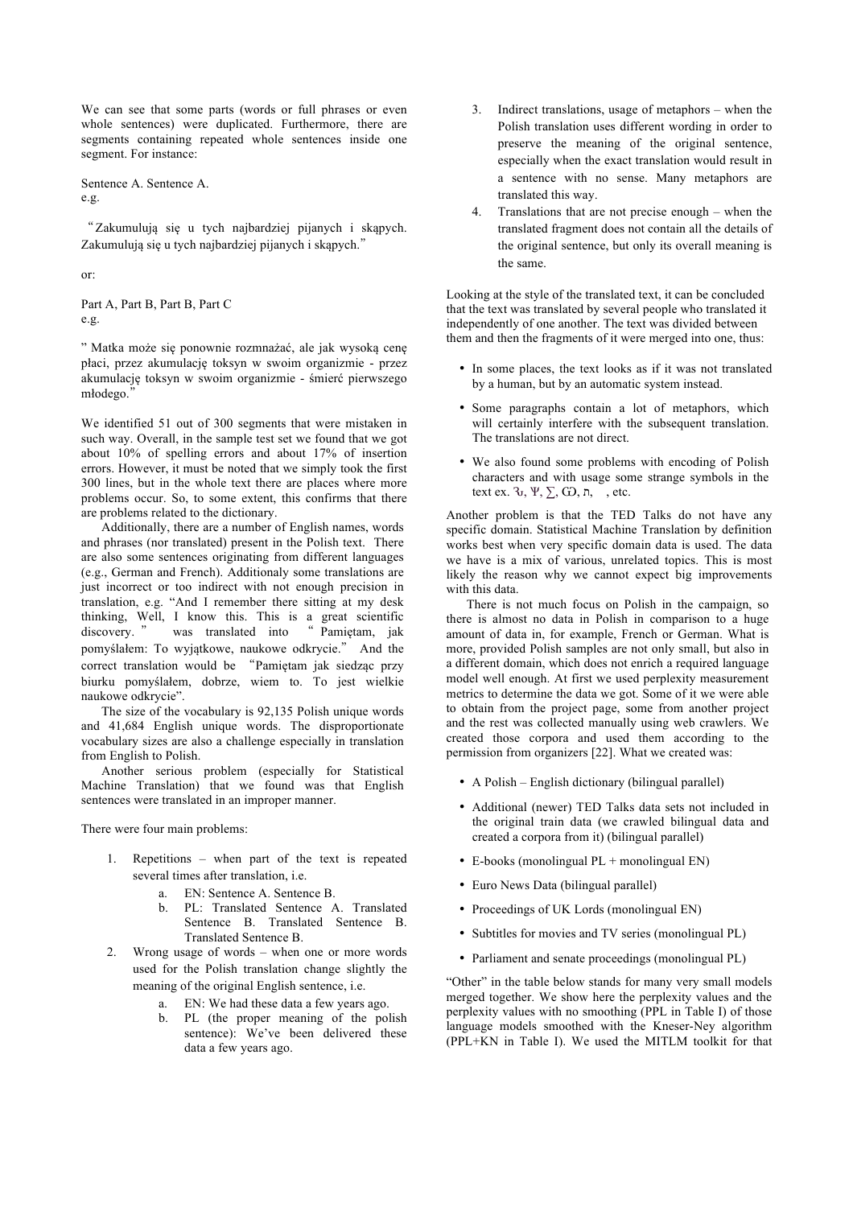We can see that some parts (words or full phrases or even whole sentences) were duplicated. Furthermore, there are segments containing repeated whole sentences inside one segment. For instance:

Sentence A. Sentence A.
e.g.

"Zakumulują się u tych najbardziej pijanych i skąpych. Zakumulują się u tych najbardziej pijanych i skąpych."

or:

Part A, Part B, Part B, Part C
e.g.

" Matka może się ponownie rozmnażać, ale jak wysoką cenę płaci, przez akumulację toksyn w swoim organizmie - przez akumulację toksyn w swoim organizmie - śmierć pierwszego młodego."

We identified 51 out of 300 segments that were mistaken in such way. Overall, in the sample test set we found that we got about 10% of spelling errors and about 17% of insertion errors. However, it must be noted that we simply took the first 300 lines, but in the whole text there are places where more problems occur. So, to some extent, this confirms that there are problems related to the dictionary.

Additionally, there are a number of English names, words and phrases (nor translated) present in the Polish text. There are also some sentences originating from different languages (e.g., German and French). Additionaly some translations are just incorrect or too indirect with not enough precision in translation, e.g. "And I remember there sitting at my desk thinking, Well, I know this. This is a great scientific discovery. " was translated into " Pamiętam, jak pomyślałem: To wyjątkowe, naukowe odkrycie." And the correct translation would be "Pamiętam jak siedząc przy biurku pomyślałem, dobrze, wiem to. To jest wielkie naukowe odkrycie".

The size of the vocabulary is 92,135 Polish unique words and 41,684 English unique words. The disproportionate vocabulary sizes are also a challenge especially in translation from English to Polish.

Another serious problem (especially for Statistical Machine Translation) that we found was that English sentences were translated in an improper manner.

There were four main problems:

1. Repetitions – when part of the text is repeated several times after translation, i.e.
   a. EN: Sentence A. Sentence B.
   b. PL: Translated Sentence A. Translated Sentence B. Translated Sentence B. Translated Sentence B.
2. Wrong usage of words – when one or more words used for the Polish translation change slightly the meaning of the original English sentence, i.e.
   a. EN: We had these data a few years ago.
   b. PL (the proper meaning of the polish sentence): We've been delivered these data a few years ago.
3. Indirect translations, usage of metaphors – when the Polish translation uses different wording in order to preserve the meaning of the original sentence, especially when the exact translation would result in a sentence with no sense. Many metaphors are translated this way.
4. Translations that are not precise enough – when the translated fragment does not contain all the details of the original sentence, but only its overall meaning is the same.

Looking at the style of the translated text, it can be concluded that the text was translated by several people who translated it independently of one another. The text was divided between them and then the fragments of it were merged into one, thus:

- In some places, the text looks as if it was not translated by a human, but by an automatic system instead.
- Some paragraphs contain a lot of metaphors, which will certainly interfere with the subsequent translation. The translations are not direct.
- We also found some problems with encoding of Polish characters and with usage some strange symbols in the text ex. Ꞁ, Ψ, ∑, Ꞷ, ת, , etc.

Another problem is that the TED Talks do not have any specific domain. Statistical Machine Translation by definition works best when very specific domain data is used. The data we have is a mix of various, unrelated topics. This is most likely the reason why we cannot expect big improvements with this data.

There is not much focus on Polish in the campaign, so there is almost no data in Polish in comparison to a huge amount of data in, for example, French or German. What is more, provided Polish samples are not only small, but also in a different domain, which does not enrich a required language model well enough. At first we used perplexity measurement metrics to determine the data we got. Some of it we were able to obtain from the project page, some from another project and the rest was collected manually using web crawlers. We created those corpora and used them according to the permission from organizers [22]. What we created was:

- A Polish – English dictionary (bilingual parallel)
- Additional (newer) TED Talks data sets not included in the original train data (we crawled bilingual data and created a corpora from it) (bilingual parallel)
- E-books (monolingual PL + monolingual EN)
- Euro News Data (bilingual parallel)
- Proceedings of UK Lords (monolingual EN)
- Subtitles for movies and TV series (monolingual PL)
- Parliament and senate proceedings (monolingual PL)

"Other" in the table below stands for many very small models merged together. We show here the perplexity values and the perplexity values with no smoothing (PPL in Table I) of those language models smoothed with the Kneser-Ney algorithm (PPL+KN in Table I). We used the MITLM toolkit for that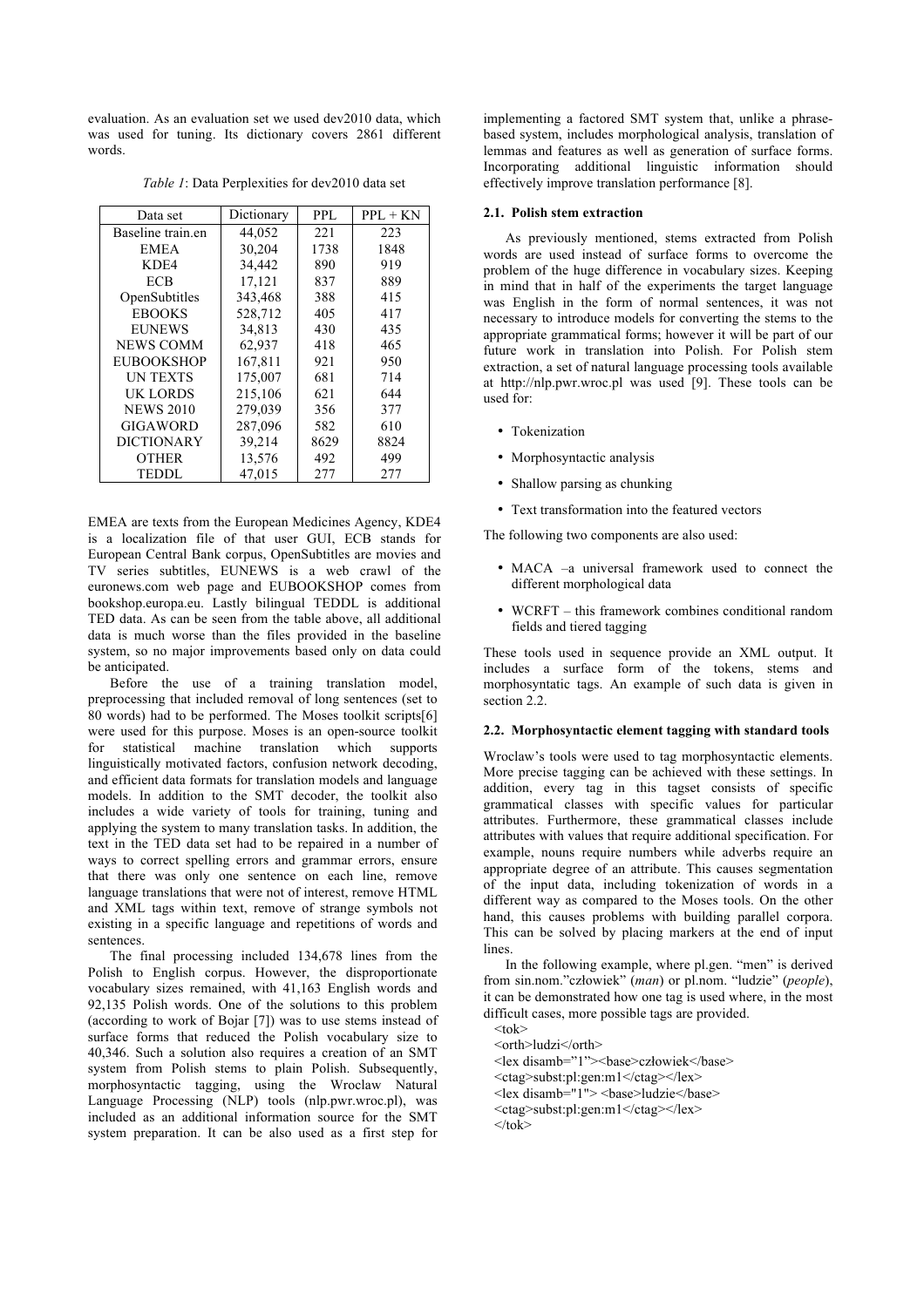evaluation. As an evaluation set we used dev2010 data, which was used for tuning. Its dictionary covers 2861 different words.

*Table 1*: Data Perplexities for dev2010 data set

| Data set | Dictionary | PPL | PPL + KN |
|---|---|---|---|
| Baseline train.en | 44,052 | 221 | 223 |
| EMEA | 30,204 | 1738 | 1848 |
| KDE4 | 34,442 | 890 | 919 |
| ECB | 17,121 | 837 | 889 |
| OpenSubtitles | 343,468 | 388 | 415 |
| EBOOKS | 528,712 | 405 | 417 |
| EUNEWS | 34,813 | 430 | 435 |
| NEWS COMM | 62,937 | 418 | 465 |
| EUBOOKSHOP | 167,811 | 921 | 950 |
| UN TEXTS | 175,007 | 681 | 714 |
| UK LORDS | 215,106 | 621 | 644 |
| NEWS 2010 | 279,039 | 356 | 377 |
| GIGAWORD | 287,096 | 582 | 610 |
| DICTIONARY | 39,214 | 8629 | 8824 |
| OTHER | 13,576 | 492 | 499 |
| TEDDL | 47,015 | 277 | 277 |

EMEA are texts from the European Medicines Agency, KDE4 is a localization file of that user GUI, ECB stands for European Central Bank corpus, OpenSubtitles are movies and TV series subtitles, EUNEWS is a web crawl of the euronews.com web page and EUBOOKSHOP comes from bookshop.europa.eu. Lastly bilingual TEDDL is additional TED data. As can be seen from the table above, all additional data is much worse than the files provided in the baseline system, so no major improvements based only on data could be anticipated.

Before the use of a training translation model, preprocessing that included removal of long sentences (set to 80 words) had to be performed. The Moses toolkit scripts[6] were used for this purpose. Moses is an open-source toolkit for statistical machine translation which supports linguistically motivated factors, confusion network decoding, and efficient data formats for translation models and language models. In addition to the SMT decoder, the toolkit also includes a wide variety of tools for training, tuning and applying the system to many translation tasks. In addition, the text in the TED data set had to be repaired in a number of ways to correct spelling errors and grammar errors, ensure that there was only one sentence on each line, remove language translations that were not of interest, remove HTML and XML tags within text, remove of strange symbols not existing in a specific language and repetitions of words and sentences.

The final processing included 134,678 lines from the Polish to English corpus. However, the disproportionate vocabulary sizes remained, with 41,163 English words and 92,135 Polish words. One of the solutions to this problem (according to work of Bojar [7]) was to use stems instead of surface forms that reduced the Polish vocabulary size to 40,346. Such a solution also requires a creation of an SMT system from Polish stems to plain Polish. Subsequently, morphosyntactic tagging, using the Wroclaw Natural Language Processing (NLP) tools (nlp.pwr.wroc.pl), was included as an additional information source for the SMT system preparation. It can be also used as a first step for implementing a factored SMT system that, unlike a phrase-based system, includes morphological analysis, translation of lemmas and features as well as generation of surface forms. Incorporating additional linguistic information should effectively improve translation performance [8].

### 2.1. Polish stem extraction

As previously mentioned, stems extracted from Polish words are used instead of surface forms to overcome the problem of the huge difference in vocabulary sizes. Keeping in mind that in half of the experiments the target language was English in the form of normal sentences, it was not necessary to introduce models for converting the stems to the appropriate grammatical forms; however it will be part of our future work in translation into Polish. For Polish stem extraction, a set of natural language processing tools available at http://nlp.pwr.wroc.pl was used [9]. These tools can be used for:

- Tokenization
- Morphosyntactic analysis
- Shallow parsing as chunking
- Text transformation into the featured vectors

The following two components are also used:

- MACA –a universal framework used to connect the different morphological data
- WCRFT – this framework combines conditional random fields and tiered tagging

These tools used in sequence provide an XML output. It includes a surface form of the tokens, stems and morphosyntactic tags. An example of such data is given in section 2.2.

### 2.2. Morphosyntactic element tagging with standard tools

Wroclaw's tools were used to tag morphosyntactic elements. More precise tagging can be achieved with these settings. In addition, every tag in this tagset consists of specific grammatical classes with specific values for particular attributes. Furthermore, these grammatical classes include attributes with values that require additional specification. For example, nouns require numbers while adverbs require an appropriate degree of an attribute. This causes segmentation of the input data, including tokenization of words in a different way as compared to the Moses tools. On the other hand, this causes problems with building parallel corpora. This can be solved by placing markers at the end of input lines.

In the following example, where pl.gen. "men" is derived from sin.nom."człowiek" (*man*) or pl.nom. "ludzie" (*people*), it can be demonstrated how one tag is used where, in the most difficult cases, more possible tags are provided.

```
<tok>
<orth>ludzi</orth>
<lex disamb="1"><base>człowiek</base>
<ctag>subst:pl:gen:m1</ctag></lex>
<lex disamb="1"> <base>ludzie</base>
<ctag>subst:pl:gen:m1</ctag></lex>
</tok>
```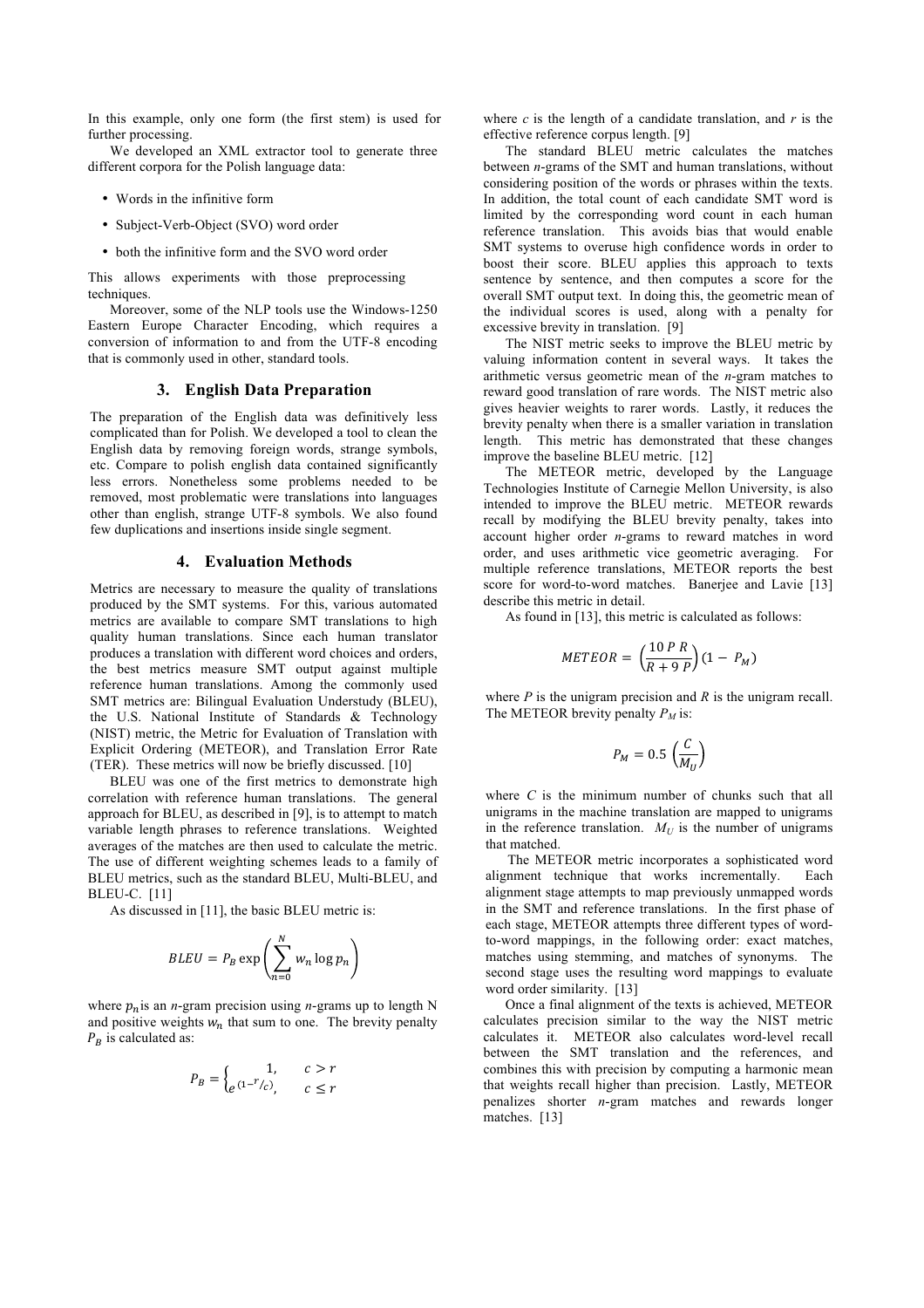In this example, only one form (the first stem) is used for further processing.

We developed an XML extractor tool to generate three different corpora for the Polish language data:

- Words in the infinitive form
- Subject-Verb-Object (SVO) word order
- both the infinitive form and the SVO word order

This allows experiments with those preprocessing techniques.

Moreover, some of the NLP tools use the Windows-1250 Eastern Europe Character Encoding, which requires a conversion of information to and from the UTF-8 encoding that is commonly used in other, standard tools.

## 3. English Data Preparation

The preparation of the English data was definitively less complicated than for Polish. We developed a tool to clean the English data by removing foreign words, strange symbols, etc. Compare to polish english data contained significantly less errors. Nonetheless some problems needed to be removed, most problematic were translations into languages other than english, strange UTF-8 symbols. We also found few duplications and insertions inside single segment.

## 4. Evaluation Methods

Metrics are necessary to measure the quality of translations produced by the SMT systems. For this, various automated metrics are available to compare SMT translations to high quality human translations. Since each human translator produces a translation with different word choices and orders, the best metrics measure SMT output against multiple reference human translations. Among the commonly used SMT metrics are: Bilingual Evaluation Understudy (BLEU), the U.S. National Institute of Standards & Technology (NIST) metric, the Metric for Evaluation of Translation with Explicit Ordering (METEOR), and Translation Error Rate (TER). These metrics will now be briefly discussed. [10]

BLEU was one of the first metrics to demonstrate high correlation with reference human translations. The general approach for BLEU, as described in [9], is to attempt to match variable length phrases to reference translations. Weighted averages of the matches are then used to calculate the metric. The use of different weighting schemes leads to a family of BLEU metrics, such as the standard BLEU, Multi-BLEU, and BLEU-C. [11]

As discussed in [11], the basic BLEU metric is:

$$BLEU = P_B \exp\left(\sum_{n=0}^{N} w_n \log p_n\right)$$

where $p_n$ is an *n*-gram precision using *n*-grams up to length N and positive weights $w_n$ that sum to one. The brevity penalty $P_B$ is calculated as:

$$P_B = \begin{cases} 1, & c > r \\ e^{(1-r/c)}, & c \leq r \end{cases}$$

where *c* is the length of a candidate translation, and *r* is the effective reference corpus length. [9]

The standard BLEU metric calculates the matches between *n*-grams of the SMT and human translations, without considering position of the words or phrases within the texts. In addition, the total count of each candidate SMT word is limited by the corresponding word count in each human reference translation. This avoids bias that would enable SMT systems to overuse high confidence words in order to boost their score. BLEU applies this approach to texts sentence by sentence, and then computes a score for the overall SMT output text. In doing this, the geometric mean of the individual scores is used, along with a penalty for excessive brevity in translation. [9]

The NIST metric seeks to improve the BLEU metric by valuing information content in several ways. It takes the arithmetic versus geometric mean of the *n*-gram matches to reward good translation of rare words. The NIST metric also gives heavier weights to rarer words. Lastly, it reduces the brevity penalty when there is a smaller variation in translation length. This metric has demonstrated that these changes improve the baseline BLEU metric. [12]

The METEOR metric, developed by the Language Technologies Institute of Carnegie Mellon University, is also intended to improve the BLEU metric. METEOR rewards recall by modifying the BLEU brevity penalty, takes into account higher order *n*-grams to reward matches in word order, and uses arithmetic vice geometric averaging. For multiple reference translations, METEOR reports the best score for word-to-word matches. Banerjee and Lavie [13] describe this metric in detail.

As found in [13], this metric is calculated as follows:

$$METEOR = \left(\frac{10\,P\,R}{R + 9\,P}\right)(1 - P_M)$$

where *P* is the unigram precision and *R* is the unigram recall. The METEOR brevity penalty $P_M$ is:

$$P_M = 0.5\left(\frac{C}{M_U}\right)$$

where *C* is the minimum number of chunks such that all unigrams in the machine translation are mapped to unigrams in the reference translation. $M_U$ is the number of unigrams that matched.

The METEOR metric incorporates a sophisticated word alignment technique that works incrementally. Each alignment stage attempts to map previously unmapped words in the SMT and reference translations. In the first phase of each stage, METEOR attempts three different types of word-to-word mappings, in the following order: exact matches, matches using stemming, and matches of synonyms. The second stage uses the resulting word mappings to evaluate word order similarity. [13]

Once a final alignment of the texts is achieved, METEOR calculates precision similar to the way the NIST metric calculates it. METEOR also calculates word-level recall between the SMT translation and the references, and combines this with precision by computing a harmonic mean that weights recall higher than precision. Lastly, METEOR penalizes shorter *n*-gram matches and rewards longer matches. [13]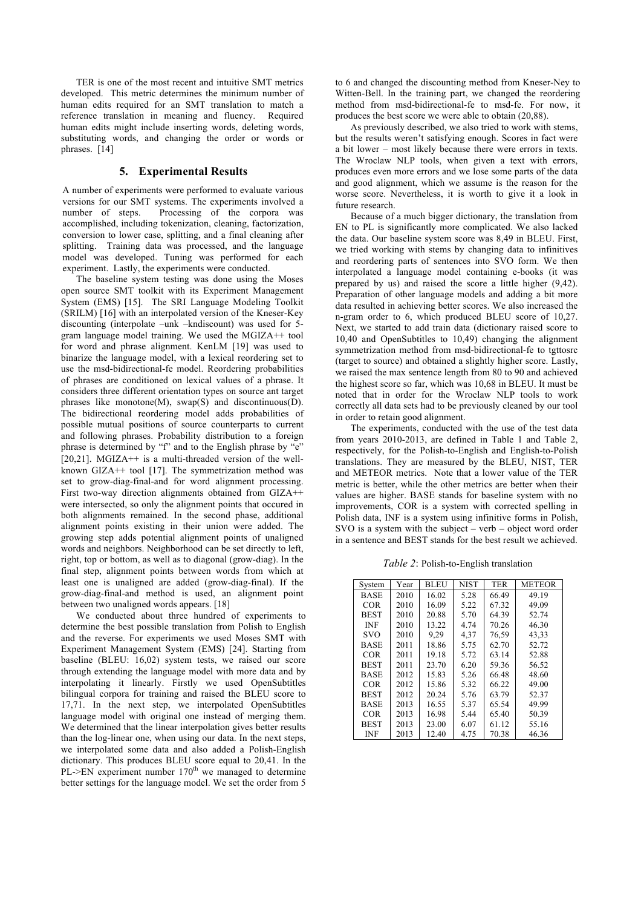TER is one of the most recent and intuitive SMT metrics developed. This metric determines the minimum number of human edits required for an SMT translation to match a reference translation in meaning and fluency. Required human edits might include inserting words, deleting words, substituting words, and changing the order or words or phrases. [14]

## 5. Experimental Results

A number of experiments were performed to evaluate various versions for our SMT systems. The experiments involved a number of steps. Processing of the corpora was accomplished, including tokenization, cleaning, factorization, conversion to lower case, splitting, and a final cleaning after splitting. Training data was processed, and the language model was developed. Tuning was performed for each experiment. Lastly, the experiments were conducted.

The baseline system testing was done using the Moses open source SMT toolkit with its Experiment Management System (EMS) [15]. The SRI Language Modeling Toolkit (SRILM) [16] with an interpolated version of the Kneser-Key discounting (interpolate –unk –kndiscount) was used for 5-gram language model training. We used the MGIZA++ tool for word and phrase alignment. KenLM [19] was used to binarize the language model, with a lexical reordering set to use the msd-bidirectional-fe model. Reordering probabilities of phrases are conditioned on lexical values of a phrase. It considers three different orientation types on source ant target phrases like monotone(M), swap(S) and discontinuous(D). The bidirectional reordering model adds probabilities of possible mutual positions of source counterparts to current and following phrases. Probability distribution to a foreign phrase is determined by "f" and to the English phrase by "e" [20,21]. MGIZA++ is a multi-threaded version of the well-known GIZA++ tool [17]. The symmetrization method was set to grow-diag-final-and for word alignment processing. First two-way direction alignments obtained from GIZA++ were intersected, so only the alignment points that occured in both alignments remained. In the second phase, additional alignment points existing in their union were added. The growing step adds potential alignment points of unaligned words and neighbors. Neighborhood can be set directly to left, right, top or bottom, as well as to diagonal (grow-diag). In the final step, alignment points between words from which at least one is unaligned are added (grow-diag-final). If the grow-diag-final-and method is used, an alignment point between two unaligned words appears. [18]

We conducted about three hundred of experiments to determine the best possible translation from Polish to English and the reverse. For experiments we used Moses SMT with Experiment Management System (EMS) [24]. Starting from baseline (BLEU: 16,02) system tests, we raised our score through extending the language model with more data and by interpolating it linearly. Firstly we used OpenSubtitles bilingual corpora for training and raised the BLEU score to 17,71. In the next step, we interpolated OpenSubtitles language model with original one instead of merging them. We determined that the linear interpolation gives better results than the log-linear one, when using our data. In the next steps, we interpolated some data and also added a Polish-English dictionary. This produces BLEU score equal to 20,41. In the PL->EN experiment number 170th we managed to determine better settings for the language model. We set the order from 5 to 6 and changed the discounting method from Kneser-Ney to Witten-Bell. In the training part, we changed the reordering method from msd-bidirectional-fe to msd-fe. For now, it produces the best score we were able to obtain (20,88).

As previously described, we also tried to work with stems, but the results weren't satisfying enough. Scores in fact were a bit lower – most likely because there were errors in texts. The Wroclaw NLP tools, when given a text with errors, produces even more errors and we lose some parts of the data and good alignment, which we assume is the reason for the worse score. Nevertheless, it is worth to give it a look in future research.

Because of a much bigger dictionary, the translation from EN to PL is significantly more complicated. We also lacked the data. Our baseline system score was 8,49 in BLEU. First, we tried working with stems by changing data to infinitives and reordering parts of sentences into SVO form. We then interpolated a language model containing e-books (it was prepared by us) and raised the score a little higher (9,42). Preparation of other language models and adding a bit more data resulted in achieving better scores. We also increased the n-gram order to 6, which produced BLEU score of 10,27. Next, we started to add train data (dictionary raised score to 10,40 and OpenSubtitles to 10,49) changing the alignment symmetrization method from msd-bidirectional-fe to tgttosrc (target to source) and obtained a slightly higher score. Lastly, we raised the max sentence length from 80 to 90 and achieved the highest score so far, which was 10,68 in BLEU. It must be noted that in order for the Wroclaw NLP tools to work correctly all data sets had to be previously cleaned by our tool in order to retain good alignment.

The experiments, conducted with the use of the test data from years 2010-2013, are defined in Table 1 and Table 2, respectively, for the Polish-to-English and English-to-Polish translations. They are measured by the BLEU, NIST, TER and METEOR metrics. Note that a lower value of the TER metric is better, while the other metrics are better when their values are higher. BASE stands for baseline system with no improvements, COR is a system with corrected spelling in Polish data, INF is a system using infinitive forms in Polish, SVO is a system with the subject – verb – object word order in a sentence and BEST stands for the best result we achieved.

*Table 2*: Polish-to-English translation

| System | Year | BLEU | NIST | TER | METEOR |
|---|---|---|---|---|---|
| BASE | 2010 | 16.02 | 5.28 | 66.49 | 49.19 |
| COR | 2010 | 16.09 | 5.22 | 67.32 | 49.09 |
| BEST | 2010 | 20.88 | 5.70 | 64.39 | 52.74 |
| INF | 2010 | 13.22 | 4.74 | 70.26 | 46.30 |
| SVO | 2010 | 9,29 | 4,37 | 76,59 | 43,33 |
| BASE | 2011 | 18.86 | 5.75 | 62.70 | 52.72 |
| COR | 2011 | 19.18 | 5.72 | 63.14 | 52.88 |
| BEST | 2011 | 23.70 | 6.20 | 59.36 | 56.52 |
| BASE | 2012 | 15.83 | 5.26 | 66.48 | 48.60 |
| COR | 2012 | 15.86 | 5.32 | 66.22 | 49.00 |
| BEST | 2012 | 20.24 | 5.76 | 63.79 | 52.37 |
| BASE | 2013 | 16.55 | 5.37 | 65.54 | 49.99 |
| COR | 2013 | 16.98 | 5.44 | 65.40 | 50.39 |
| BEST | 2013 | 23.00 | 6.07 | 61.12 | 55.16 |
| INF | 2013 | 12.40 | 4.75 | 70.38 | 46.36 |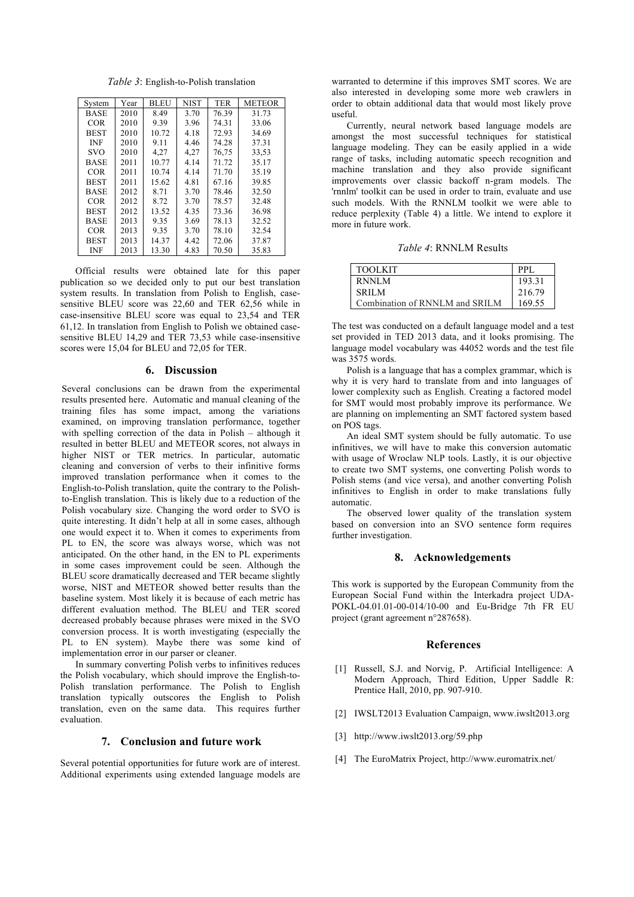*Table 3*: English-to-Polish translation

| System | Year | BLEU | NIST | TER | METEOR |
|---|---|---|---|---|---|
| BASE | 2010 | 8.49 | 3.70 | 76.39 | 31.73 |
| COR | 2010 | 9.39 | 3.96 | 74.31 | 33.06 |
| BEST | 2010 | 10.72 | 4.18 | 72.93 | 34.69 |
| INF | 2010 | 9.11 | 4.46 | 74.28 | 37.31 |
| SVO | 2010 | 4,27 | 4,27 | 76,75 | 33,53 |
| BASE | 2011 | 10.77 | 4.14 | 71.72 | 35.17 |
| COR | 2011 | 10.74 | 4.14 | 71.70 | 35.19 |
| BEST | 2011 | 15.62 | 4.81 | 67.16 | 39.85 |
| BASE | 2012 | 8.71 | 3.70 | 78.46 | 32.50 |
| COR | 2012 | 8.72 | 3.70 | 78.57 | 32.48 |
| BEST | 2012 | 13.52 | 4.35 | 73.36 | 36.98 |
| BASE | 2013 | 9.35 | 3.69 | 78.13 | 32.52 |
| COR | 2013 | 9.35 | 3.70 | 78.10 | 32.54 |
| BEST | 2013 | 14.37 | 4.42 | 72.06 | 37.87 |
| INF | 2013 | 13.30 | 4.83 | 70.50 | 35.83 |

Official results were obtained late for this paper publication so we decided only to put our best translation system results. In translation from Polish to English, case-sensitive BLEU score was 22,60 and TER 62,56 while in case-insensitive BLEU score was equal to 23,54 and TER 61,12. In translation from English to Polish we obtained case-sensitive BLEU 14,29 and TER 73,53 while case-insensitive scores were 15,04 for BLEU and 72,05 for TER.

## 6. Discussion

Several conclusions can be drawn from the experimental results presented here. Automatic and manual cleaning of the training files has some impact, among the variations examined, on improving translation performance, together with spelling correction of the data in Polish – although it resulted in better BLEU and METEOR scores, not always in higher NIST or TER metrics. In particular, automatic cleaning and conversion of verbs to their infinitive forms improved translation performance when it comes to the English-to-Polish translation, quite the contrary to the Polish-to-English translation. This is likely due to a reduction of the Polish vocabulary size. Changing the word order to SVO is quite interesting. It didn't help at all in some cases, although one would expect it to. When it comes to experiments from PL to EN, the score was always worse, which was not anticipated. On the other hand, in the EN to PL experiments in some cases improvement could be seen. Although the BLEU score dramatically decreased and TER became slightly worse, NIST and METEOR showed better results than the baseline system. Most likely it is because of each metric has different evaluation method. The BLEU and TER scored decreased probably because phrases were mixed in the SVO conversion process. It is worth investigating (especially the PL to EN system). Maybe there was some kind of implementation error in our parser or cleaner.

In summary converting Polish verbs to infinitives reduces the Polish vocabulary, which should improve the English-to-Polish translation performance. The Polish to English translation typically outscores the English to Polish translation, even on the same data. This requires further evaluation.

## 7. Conclusion and future work

Several potential opportunities for future work are of interest. Additional experiments using extended language models are warranted to determine if this improves SMT scores. We are also interested in developing some more web crawlers in order to obtain additional data that would most likely prove useful.

Currently, neural network based language models are amongst the most successful techniques for statistical language modeling. They can be easily applied in a wide range of tasks, including automatic speech recognition and machine translation and they also provide significant improvements over classic backoff n-gram models. The 'rnnlm' toolkit can be used in order to train, evaluate and use such models. With the RNNLM toolkit we were able to reduce perplexity (Table 4) a little. We intend to explore it more in future work.

*Table 4*: RNNLM Results

| TOOLKIT | PPL |
|---|---|
| RNNLM | 193.31 |
| SRILM | 216.79 |
| Combination of RNNLM and SRILM | 169.55 |

The test was conducted on a default language model and a test set provided in TED 2013 data, and it looks promising. The language model vocabulary was 44052 words and the test file was 3575 words.

Polish is a language that has a complex grammar, which is why it is very hard to translate from and into languages of lower complexity such as English. Creating a factored model for SMT would most probably improve its performance. We are planning on implementing an SMT factored system based on POS tags.

An ideal SMT system should be fully automatic. To use infinitives, we will have to make this conversion automatic with usage of Wroclaw NLP tools. Lastly, it is our objective to create two SMT systems, one converting Polish words to Polish stems (and vice versa), and another converting Polish infinitives to English in order to make translations fully automatic.

The observed lower quality of the translation system based on conversion into an SVO sentence form requires further investigation.

## 8. Acknowledgements

This work is supported by the European Community from the European Social Fund within the Interkadra project UDA-POKL-04.01.01-00-014/10-00 and Eu-Bridge 7th FR EU project (grant agreement n°287658).

## References

[1] Russell, S.J. and Norvig, P. Artificial Intelligence: A Modern Approach, Third Edition, Upper Saddle R: Prentice Hall, 2010, pp. 907-910.

[2] IWSLT2013 Evaluation Campaign, www.iwslt2013.org

[3] http://www.iwslt2013.org/59.php

[4] The EuroMatrix Project, http://www.euromatrix.net/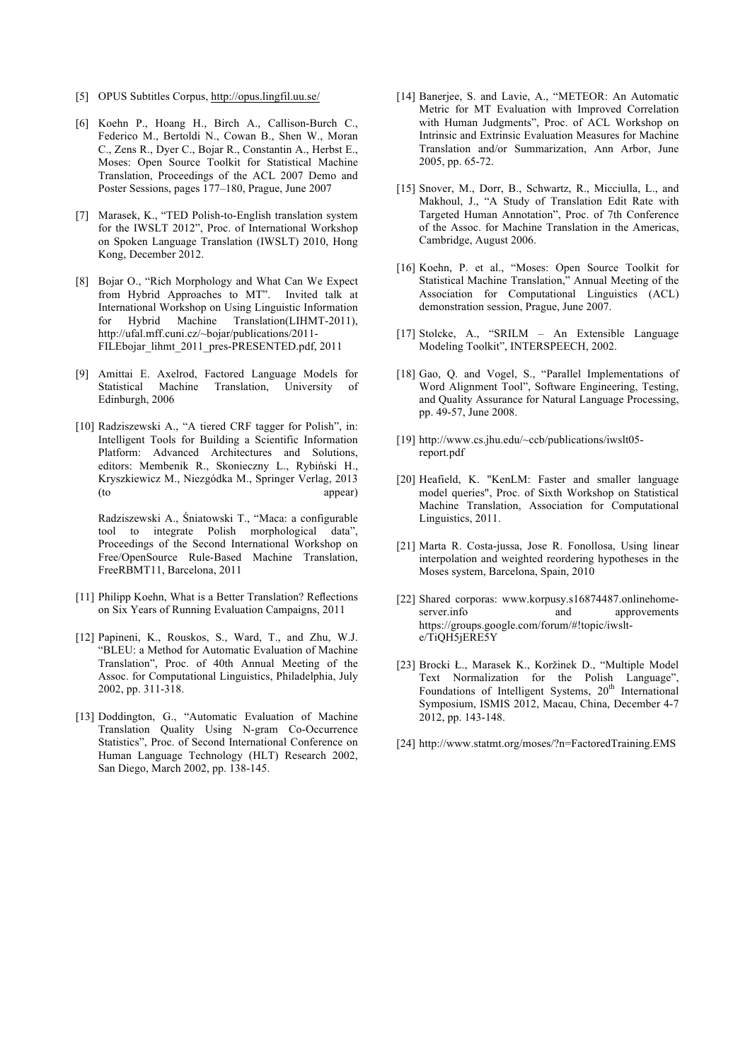[5] OPUS Subtitles Corpus, http://opus.lingfil.uu.se/

[6] Koehn P., Hoang H., Birch A., Callison-Burch C., Federico M., Bertoldi N., Cowan B., Shen W., Moran C., Zens R., Dyer C., Bojar R., Constantin A., Herbst E., Moses: Open Source Toolkit for Statistical Machine Translation, Proceedings of the ACL 2007 Demo and Poster Sessions, pages 177–180, Prague, June 2007

[7] Marasek, K., "TED Polish-to-English translation system for the IWSLT 2012", Proc. of International Workshop on Spoken Language Translation (IWSLT) 2010, Hong Kong, December 2012.

[8] Bojar O., "Rich Morphology and What Can We Expect from Hybrid Approaches to MT". Invited talk at International Workshop on Using Linguistic Information for Hybrid Machine Translation(LIHMT-2011), http://ufal.mff.cuni.cz/~bojar/publications/2011-FILEbojar_lihmt_2011_pres-PRESENTED.pdf, 2011

[9] Amittai E. Axelrod, Factored Language Models for Statistical Machine Translation, University of Edinburgh, 2006

[10] Radziszewski A., "A tiered CRF tagger for Polish", in: Intelligent Tools for Building a Scientific Information Platform: Advanced Architectures and Solutions, editors: Membenik R., Skonieczny L., Rybiński H., Kryszkiewicz M., Niezgódka M., Springer Verlag, 2013 (to appear)

Radziszewski A., Śniatowski T., "Maca: a configurable tool to integrate Polish morphological data", Proceedings of the Second International Workshop on Free/OpenSource Rule-Based Machine Translation, FreeRBMT11, Barcelona, 2011

[11] Philipp Koehn, What is a Better Translation? Reflections on Six Years of Running Evaluation Campaigns, 2011

[12] Papineni, K., Rouskos, S., Ward, T., and Zhu, W.J. "BLEU: a Method for Automatic Evaluation of Machine Translation", Proc. of 40th Annual Meeting of the Assoc. for Computational Linguistics, Philadelphia, July 2002, pp. 311-318.

[13] Doddington, G., "Automatic Evaluation of Machine Translation Quality Using N-gram Co-Occurrence Statistics", Proc. of Second International Conference on Human Language Technology (HLT) Research 2002, San Diego, March 2002, pp. 138-145.

[14] Banerjee, S. and Lavie, A., "METEOR: An Automatic Metric for MT Evaluation with Improved Correlation with Human Judgments", Proc. of ACL Workshop on Intrinsic and Extrinsic Evaluation Measures for Machine Translation and/or Summarization, Ann Arbor, June 2005, pp. 65-72.

[15] Snover, M., Dorr, B., Schwartz, R., Micciulla, L., and Makhoul, J., "A Study of Translation Edit Rate with Targeted Human Annotation", Proc. of 7th Conference of the Assoc. for Machine Translation in the Americas, Cambridge, August 2006.

[16] Koehn, P. et al., "Moses: Open Source Toolkit for Statistical Machine Translation," Annual Meeting of the Association for Computational Linguistics (ACL) demonstration session, Prague, June 2007.

[17] Stolcke, A., "SRILM – An Extensible Language Modeling Toolkit", INTERSPEECH, 2002.

[18] Gao, Q. and Vogel, S., "Parallel Implementations of Word Alignment Tool", Software Engineering, Testing, and Quality Assurance for Natural Language Processing, pp. 49-57, June 2008.

[19] http://www.cs.jhu.edu/~ccb/publications/iwslt05-report.pdf

[20] Heafield, K. "KenLM: Faster and smaller language model queries", Proc. of Sixth Workshop on Statistical Machine Translation, Association for Computational Linguistics, 2011.

[21] Marta R. Costa-jussa, Jose R. Fonollosa, Using linear interpolation and weighted reordering hypotheses in the Moses system, Barcelona, Spain, 2010

[22] Shared corporas: www.korpusy.s16874487.onlinehome-server.info and approvements https://groups.google.com/forum/#!topic/iwslt-e/TiQH5jERE5Y

[23] Brocki Ł., Marasek K., Koržinek D., "Multiple Model Text Normalization for the Polish Language", Foundations of Intelligent Systems, 20th International Symposium, ISMIS 2012, Macau, China, December 4-7 2012, pp. 143-148.

[24] http://www.statmt.org/moses/?n=FactoredTraining.EMS